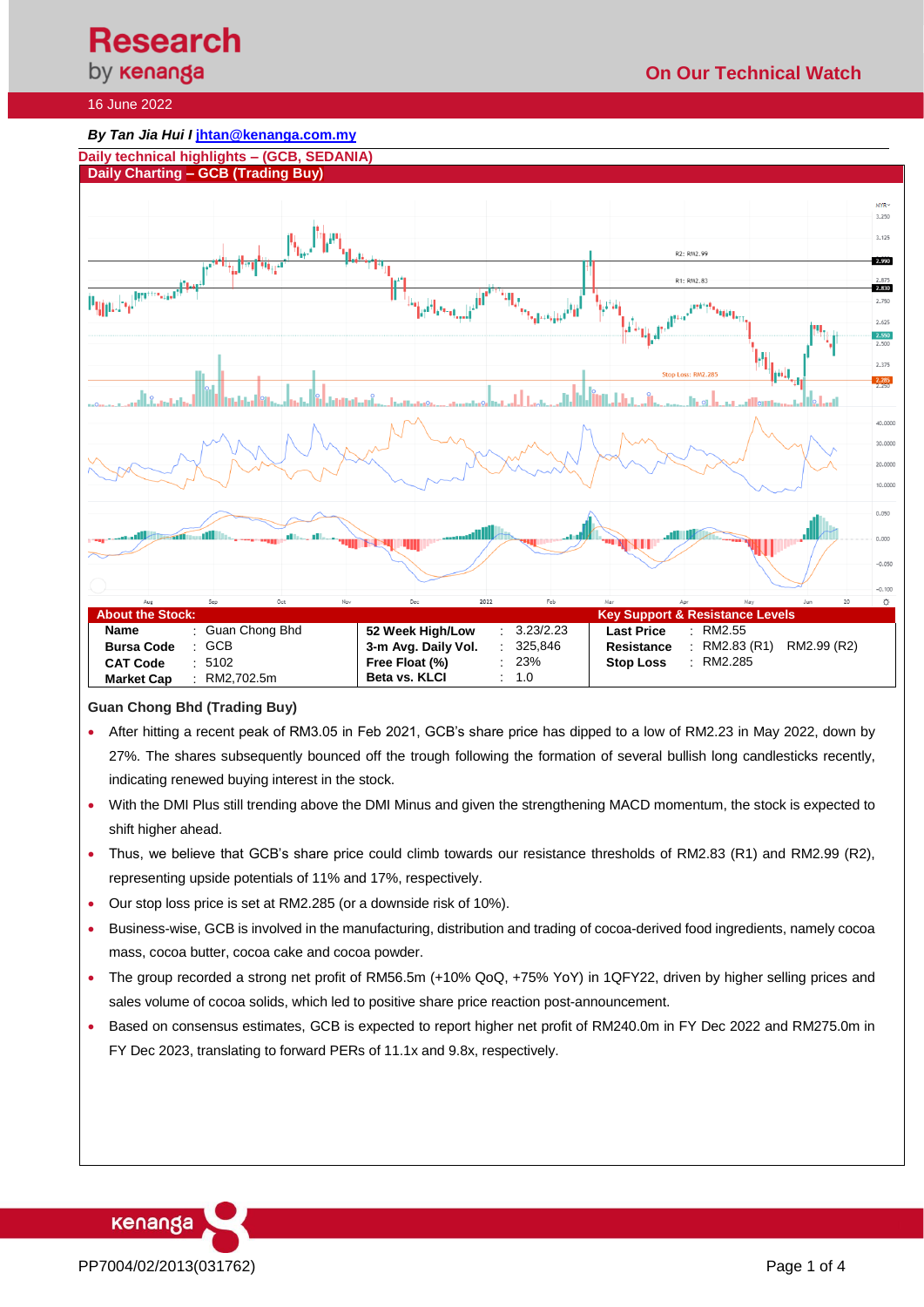Research by kenanga

**On Our Technical Watch**

16 June 2022

***By Tan Jia Hui I jhtan@kenanga.com.my***

## Daily technical highlights – (GCB, SEDANIA)

### Daily Charting – GCB (Trading Buy)

| About the Stock: | | | | | | Key Support & Resistance Levels | | |
|---|---|---|---|---|---|---|---|---|
| **Name** | : | Guan Chong Bhd | **52 Week High/Low** | : | 3.23/2.23 | **Last Price** | : | RM2.55 |
| **Bursa Code** | : | GCB | **3-m Avg. Daily Vol.** | : | 325,846 | **Resistance** | : | RM2.83 (R1) RM2.99 (R2) |
| **CAT Code** | : | 5102 | **Free Float (%)** | : | 23% | **Stop Loss** | : | RM2.285 |
| **Market Cap** | : | RM2,702.5m | **Beta vs. KLCI** | : | 1.0 | | | |

**Guan Chong Bhd (Trading Buy)**

- After hitting a recent peak of RM3.05 in Feb 2021, GCB's share price has dipped to a low of RM2.23 in May 2022, down by 27%. The shares subsequently bounced off the trough following the formation of several bullish long candlesticks recently, indicating renewed buying interest in the stock.
- With the DMI Plus still trending above the DMI Minus and given the strengthening MACD momentum, the stock is expected to shift higher ahead.
- Thus, we believe that GCB's share price could climb towards our resistance thresholds of RM2.83 (R1) and RM2.99 (R2), representing upside potentials of 11% and 17%, respectively.
- Our stop loss price is set at RM2.285 (or a downside risk of 10%).
- Business-wise, GCB is involved in the manufacturing, distribution and trading of cocoa-derived food ingredients, namely cocoa mass, cocoa butter, cocoa cake and cocoa powder.
- The group recorded a strong net profit of RM56.5m (+10% QoQ, +75% YoY) in 1QFY22, driven by higher selling prices and sales volume of cocoa solids, which led to positive share price reaction post-announcement.
- Based on consensus estimates, GCB is expected to report higher net profit of RM240.0m in FY Dec 2022 and RM275.0m in FY Dec 2023, translating to forward PERs of 11.1x and 9.8x, respectively.

PP7004/02/2013(031762)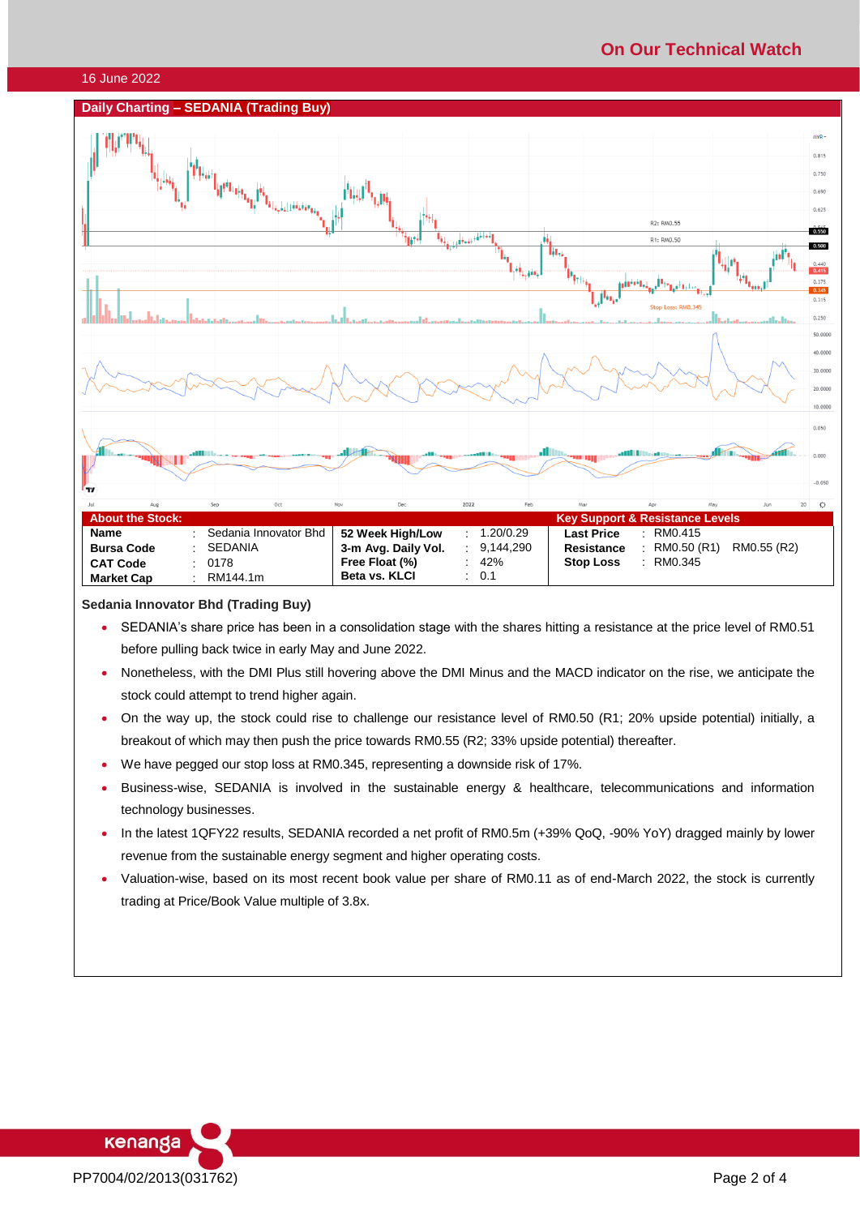16 June 2022

## Daily Charting – SEDANIA (Trading Buy)

| About the Stock: | | | | | | | |
|---|---|---|---|---|---|---|---|
| **Name** | : | Sedania Innovator Bhd | **52 Week High/Low** | : | 1.20/0.29 | | |
| **Bursa Code** | : | SEDANIA | **3-m Avg. Daily Vol.** | : | 9,144,290 | | |
| **CAT Code** | : | 0178 | **Free Float (%)** | : | 42% | | |
| **Market Cap** | : | RM144.1m | **Beta vs. KLCI** | : | 0.1 | | |

| Key Support & Resistance Levels | | | |
|---|---|---|---|
| **Last Price** | : | RM0.415 | |
| **Resistance** | : | RM0.50 (R1) | RM0.55 (R2) |
| **Stop Loss** | : | RM0.345 | |

**Sedania Innovator Bhd (Trading Buy)**

- SEDANIA's share price has been in a consolidation stage with the shares hitting a resistance at the price level of RM0.51 before pulling back twice in early May and June 2022.
- Nonetheless, with the DMI Plus still hovering above the DMI Minus and the MACD indicator on the rise, we anticipate the stock could attempt to trend higher again.
- On the way up, the stock could rise to challenge our resistance level of RM0.50 (R1; 20% upside potential) initially, a breakout of which may then push the price towards RM0.55 (R2; 33% upside potential) thereafter.
- We have pegged our stop loss at RM0.345, representing a downside risk of 17%.
- Business-wise, SEDANIA is involved in the sustainable energy & healthcare, telecommunications and information technology businesses.
- In the latest 1QFY22 results, SEDANIA recorded a net profit of RM0.5m (+39% QoQ, -90% YoY) dragged mainly by lower revenue from the sustainable energy segment and higher operating costs.
- Valuation-wise, based on its most recent book value per share of RM0.11 as of end-March 2022, the stock is currently trading at Price/Book Value multiple of 3.8x.

PP7004/02/2013(031762)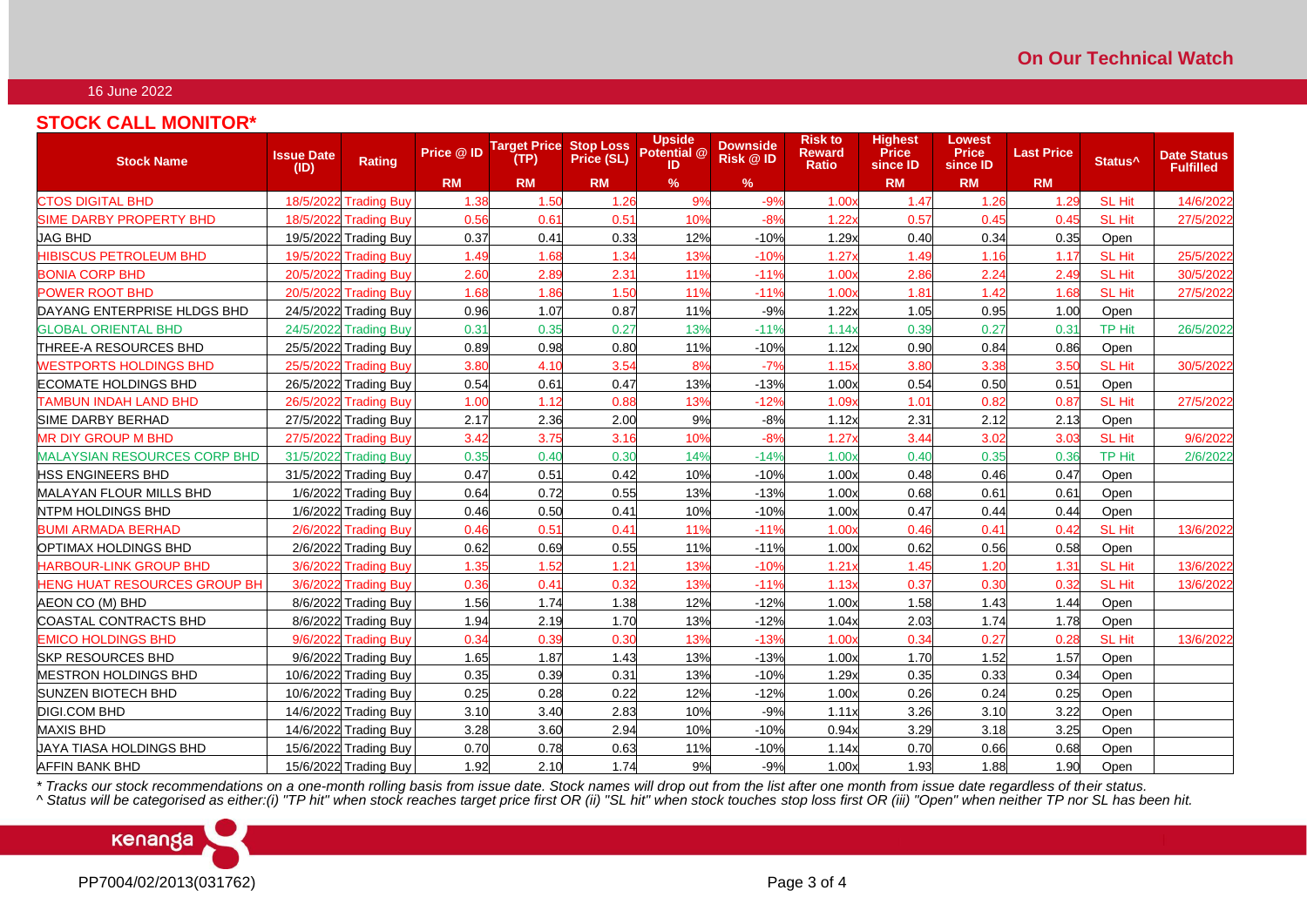On Our Technical Watch

16 June 2022

## STOCK CALL MONITOR*

| Stock Name | Issue Date (ID) | Rating | Price @ ID | Target Price (TP) | Stop Loss Price (SL) | Upside Potential @ ID | Downside Risk @ ID | Risk to Reward Ratio | Highest Price since ID | Lowest Price since ID | Last Price | Status^ | Date Status Fulfilled |
|---|---|---|---|---|---|---|---|---|---|---|---|---|---|
| | | | RM | RM | RM | % | % | | RM | RM | RM | | |
| CTOS DIGITAL BHD | 18/5/2022 | Trading Buy | 1.38 | 1.50 | 1.26 | 9% | -9% | 1.00x | 1.47 | 1.26 | 1.29 | SL Hit | 14/6/2022 |
| SIME DARBY PROPERTY BHD | 18/5/2022 | Trading Buy | 0.56 | 0.61 | 0.51 | 10% | -8% | 1.22x | 0.57 | 0.45 | 0.45 | SL Hit | 27/5/2022 |
| JAG BHD | 19/5/2022 | Trading Buy | 0.37 | 0.41 | 0.33 | 12% | -10% | 1.29x | 0.40 | 0.34 | 0.35 | Open | |
| HIBISCUS PETROLEUM BHD | 19/5/2022 | Trading Buy | 1.49 | 1.68 | 1.34 | 13% | -10% | 1.27x | 1.49 | 1.16 | 1.17 | SL Hit | 25/5/2022 |
| BONIA CORP BHD | 20/5/2022 | Trading Buy | 2.60 | 2.89 | 2.31 | 11% | -11% | 1.00x | 2.86 | 2.24 | 2.49 | SL Hit | 30/5/2022 |
| POWER ROOT BHD | 20/5/2022 | Trading Buy | 1.68 | 1.86 | 1.50 | 11% | -11% | 1.00x | 1.81 | 1.42 | 1.68 | SL Hit | 27/5/2022 |
| DAYANG ENTERPRISE HLDGS BHD | 24/5/2022 | Trading Buy | 0.96 | 1.07 | 0.87 | 11% | -9% | 1.22x | 1.05 | 0.95 | 1.00 | Open | |
| GLOBAL ORIENTAL BHD | 24/5/2022 | Trading Buy | 0.31 | 0.35 | 0.27 | 13% | -11% | 1.14x | 0.39 | 0.27 | 0.31 | TP Hit | 26/5/2022 |
| THREE-A RESOURCES BHD | 25/5/2022 | Trading Buy | 0.89 | 0.98 | 0.80 | 11% | -10% | 1.12x | 0.90 | 0.84 | 0.86 | Open | |
| WESTPORTS HOLDINGS BHD | 25/5/2022 | Trading Buy | 3.80 | 4.10 | 3.54 | 8% | -7% | 1.15x | 3.80 | 3.38 | 3.50 | SL Hit | 30/5/2022 |
| ECOMATE HOLDINGS BHD | 26/5/2022 | Trading Buy | 0.54 | 0.61 | 0.47 | 13% | -13% | 1.00x | 0.54 | 0.50 | 0.51 | Open | |
| TAMBUN INDAH LAND BHD | 26/5/2022 | Trading Buy | 1.00 | 1.12 | 0.88 | 13% | -12% | 1.09x | 1.01 | 0.82 | 0.87 | SL Hit | 27/5/2022 |
| SIME DARBY BERHAD | 27/5/2022 | Trading Buy | 2.17 | 2.36 | 2.00 | 9% | -8% | 1.12x | 2.31 | 2.12 | 2.13 | Open | |
| MR DIY GROUP M BHD | 27/5/2022 | Trading Buy | 3.42 | 3.75 | 3.16 | 10% | -8% | 1.27x | 3.44 | 3.02 | 3.03 | SL Hit | 9/6/2022 |
| MALAYSIAN RESOURCES CORP BHD | 31/5/2022 | Trading Buy | 0.35 | 0.40 | 0.30 | 14% | -14% | 1.00x | 0.40 | 0.35 | 0.36 | TP Hit | 2/6/2022 |
| HSS ENGINEERS BHD | 31/5/2022 | Trading Buy | 0.47 | 0.51 | 0.42 | 10% | -10% | 1.00x | 0.48 | 0.46 | 0.47 | Open | |
| MALAYAN FLOUR MILLS BHD | 1/6/2022 | Trading Buy | 0.64 | 0.72 | 0.55 | 13% | -13% | 1.00x | 0.68 | 0.61 | 0.61 | Open | |
| NTPM HOLDINGS BHD | 1/6/2022 | Trading Buy | 0.46 | 0.50 | 0.41 | 10% | -10% | 1.00x | 0.47 | 0.44 | 0.44 | Open | |
| BUMI ARMADA BERHAD | 2/6/2022 | Trading Buy | 0.46 | 0.51 | 0.41 | 11% | -11% | 1.00x | 0.46 | 0.41 | 0.42 | SL Hit | 13/6/2022 |
| OPTIMAX HOLDINGS BHD | 2/6/2022 | Trading Buy | 0.62 | 0.69 | 0.55 | 11% | -11% | 1.00x | 0.62 | 0.56 | 0.58 | Open | |
| HARBOUR-LINK GROUP BHD | 3/6/2022 | Trading Buy | 1.35 | 1.52 | 1.21 | 13% | -10% | 1.21x | 1.45 | 1.20 | 1.31 | SL Hit | 13/6/2022 |
| HENG HUAT RESOURCES GROUP BH | 3/6/2022 | Trading Buy | 0.36 | 0.41 | 0.32 | 13% | -11% | 1.13x | 0.37 | 0.30 | 0.32 | SL Hit | 13/6/2022 |
| AEON CO (M) BHD | 8/6/2022 | Trading Buy | 1.56 | 1.74 | 1.38 | 12% | -12% | 1.00x | 1.58 | 1.43 | 1.44 | Open | |
| COASTAL CONTRACTS BHD | 8/6/2022 | Trading Buy | 1.94 | 2.19 | 1.70 | 13% | -12% | 1.04x | 2.03 | 1.74 | 1.78 | Open | |
| EMICO HOLDINGS BHD | 9/6/2022 | Trading Buy | 0.34 | 0.39 | 0.30 | 13% | -13% | 1.00x | 0.34 | 0.27 | 0.28 | SL Hit | 13/6/2022 |
| SKP RESOURCES BHD | 9/6/2022 | Trading Buy | 1.65 | 1.87 | 1.43 | 13% | -13% | 1.00x | 1.70 | 1.52 | 1.57 | Open | |
| MESTRON HOLDINGS BHD | 10/6/2022 | Trading Buy | 0.35 | 0.39 | 0.31 | 13% | -10% | 1.29x | 0.35 | 0.33 | 0.34 | Open | |
| SUNZEN BIOTECH BHD | 10/6/2022 | Trading Buy | 0.25 | 0.28 | 0.22 | 12% | -12% | 1.00x | 0.26 | 0.24 | 0.25 | Open | |
| DIGI.COM BHD | 14/6/2022 | Trading Buy | 3.10 | 3.40 | 2.83 | 10% | -9% | 1.11x | 3.26 | 3.10 | 3.22 | Open | |
| MAXIS BHD | 14/6/2022 | Trading Buy | 3.28 | 3.60 | 2.94 | 10% | -10% | 0.94x | 3.29 | 3.18 | 3.25 | Open | |
| JAYA TIASA HOLDINGS BHD | 15/6/2022 | Trading Buy | 0.70 | 0.78 | 0.63 | 11% | -10% | 1.14x | 0.70 | 0.66 | 0.68 | Open | |
| AFFIN BANK BHD | 15/6/2022 | Trading Buy | 1.92 | 2.10 | 1.74 | 9% | -9% | 1.00x | 1.93 | 1.88 | 1.90 | Open | |

*\* Tracks our stock recommendations on a one-month rolling basis from issue date. Stock names will drop out from the list after one month from issue date regardless of their status.*

*^ Status will be categorised as either:(i) "TP hit" when stock reaches target price first OR (ii) "SL hit" when stock touches stop loss first OR (iii) "Open" when neither TP nor SL has been hit.*

kenanga

PP7004/02/2013(031762)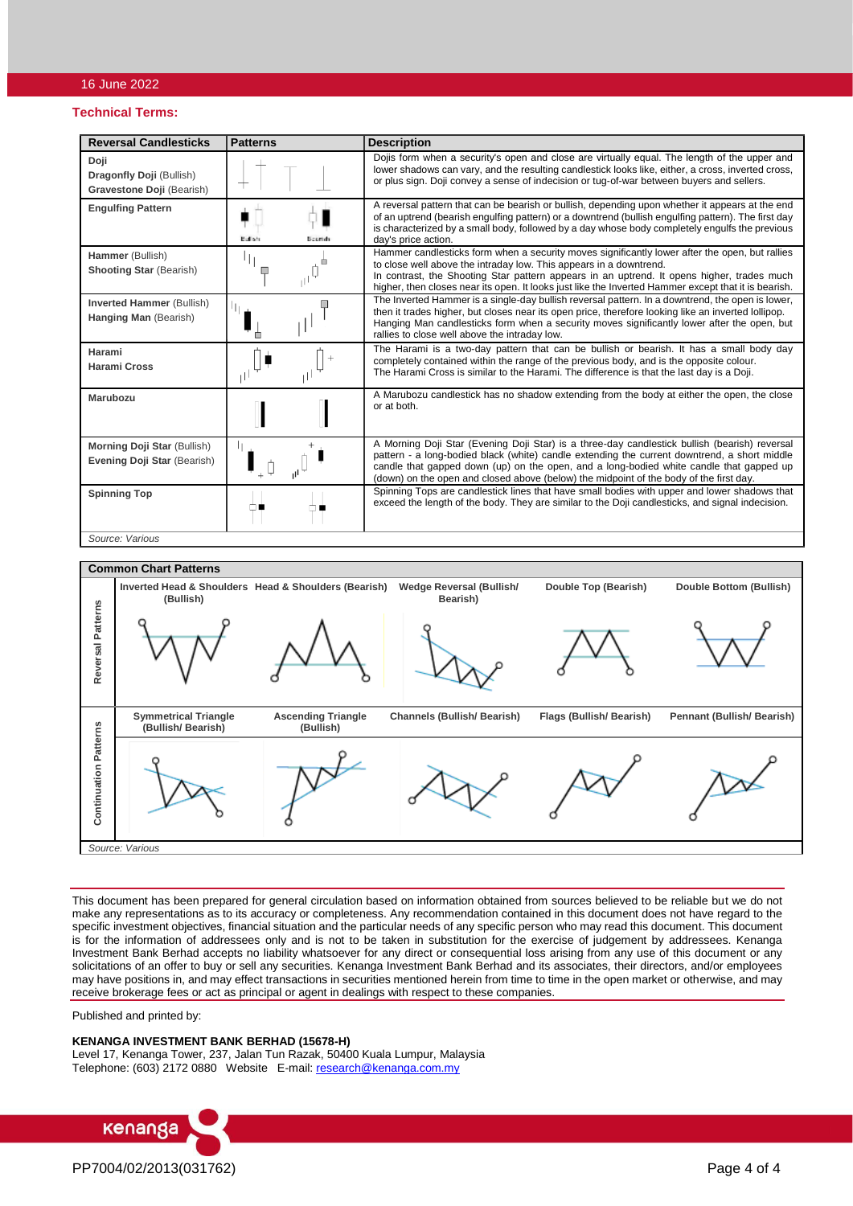16 June 2022

## Technical Terms:

| Reversal Candlesticks | Patterns | Description |
|---|---|---|
| **Doji**<br>**Dragonfly Doji** (Bullish)<br>**Gravestone Doji** (Bearish) | | Dojis form when a security's open and close are virtually equal. The length of the upper and lower shadows can vary, and the resulting candlestick looks like, either, a cross, inverted cross, or plus sign. Doji convey a sense of indecision or tug-of-war between buyers and sellers. |
| **Engulfing Pattern** | Bullish Bearish | A reversal pattern that can be bearish or bullish, depending upon whether it appears at the end of an uptrend (bearish engulfing pattern) or a downtrend (bullish engulfing pattern). The first day is characterized by a small body, followed by a day whose body completely engulfs the previous day's price action. |
| **Hammer** (Bullish)<br>**Shooting Star** (Bearish) | | Hammer candlesticks form when a security moves significantly lower after the open, but rallies to close well above the intraday low. This appears in a downtrend.<br>In contrast, the Shooting Star pattern appears in an uptrend. It opens higher, trades much higher, then closes near its open. It looks just like the Inverted Hammer except that it is bearish. |
| **Inverted Hammer** (Bullish)<br>**Hanging Man** (Bearish) | | The Inverted Hammer is a single-day bullish reversal pattern. In a downtrend, the open is lower, then it trades higher, but closes near its open price, therefore looking like an inverted lollipop.<br>Hanging Man candlesticks form when a security moves significantly lower after the open, but rallies to close well above the intraday low. |
| **Harami**<br>**Harami Cross** | | The Harami is a two-day pattern that can be bullish or bearish. It has a small body day completely contained within the range of the previous body, and is the opposite colour.<br>The Harami Cross is similar to the Harami. The difference is that the last day is a Doji. |
| **Marubozu** | | A Marubozu candlestick has no shadow extending from the body at either the open, the close or at both. |
| **Morning Doji Star** (Bullish)<br>**Evening Doji Star** (Bearish) | | A Morning Doji Star (Evening Doji Star) is a three-day candlestick bullish (bearish) reversal pattern - a long-bodied black (white) candle extending the current downtrend, a short middle candle that gapped down (up) on the open, and a long-bodied white candle that gapped up (down) on the open and closed above (below) the midpoint of the body of the first day. |
| **Spinning Top** | | Spinning Tops are candlestick lines that have small bodies with upper and lower shadows that exceed the length of the body. They are similar to the Doji candlesticks, and signal indecision. |

*Source: Various*

**Common Chart Patterns**

Reversal Patterns

Inverted Head & Shoulders (Bullish)

Head & Shoulders (Bearish)

Wedge Reversal (Bullish/ Bearish)

Double Top (Bearish)

Double Bottom (Bullish)

Continuation Patterns

Symmetrical Triangle (Bullish/ Bearish)

Ascending Triangle (Bullish)

Channels (Bullish/ Bearish)

Flags (Bullish/ Bearish)

Pennant (Bullish/ Bearish)

*Source: Various*

This document has been prepared for general circulation based on information obtained from sources believed to be reliable but we do not make any representations as to its accuracy or completeness. Any recommendation contained in this document does not have regard to the specific investment objectives, financial situation and the particular needs of any specific person who may read this document. This document is for the information of addressees only and is not to be taken in substitution for the exercise of judgement by addressees. Kenanga Investment Bank Berhad accepts no liability whatsoever for any direct or consequential loss arising from any use of this document or any solicitations of an offer to buy or sell any securities. Kenanga Investment Bank Berhad and its associates, their directors, and/or employees may have positions in, and may effect transactions in securities mentioned herein from time to time in the open market or otherwise, and may receive brokerage fees or act as principal or agent in dealings with respect to these companies.

Published and printed by:

**KENANGA INVESTMENT BANK BERHAD (15678-H)**
Level 17, Kenanga Tower, 237, Jalan Tun Razak, 50400 Kuala Lumpur, Malaysia
Telephone: (603) 2172 0880 Website E-mail: research@kenanga.com.my

kenanga

PP7004/02/2013(031762)